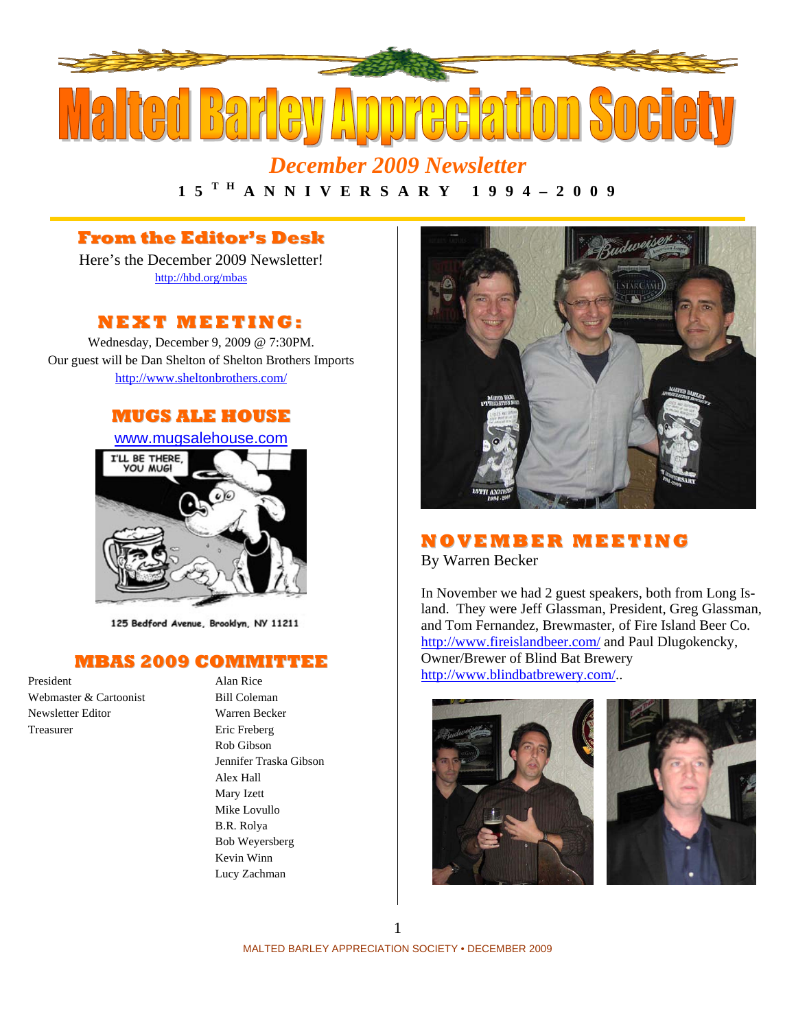# Malted Barley Appreciation Society

## December 2009 Newsletter

**15TH ANNIVERSARY 1994 – 2009**

## From the Editor's Desk

Here's the December 2009 Newsletter!

http://hbd.org/mbas

## NEXT MEETING:

Wednesday, December 9, 2009 @ 7:30PM.

Our guest will be Dan Shelton of Shelton Brothers Imports

http://www.sheltonbrothers.com/

## MUGS ALE HOUSE

www.mugsalehouse.com

I'LL BE THERE, YOU MUG!

125 Bedford Avenue, Brooklyn, NY 11211

## MBAS 2009 COMMITTEE

| | |
|---|---|
| President | Alan Rice |
| Webmaster & Cartoonist | Bill Coleman |
| Newsletter Editor | Warren Becker |
| Treasurer | Eric Freberg |
| | Rob Gibson |
| | Jennifer Traska Gibson |
| | Alex Hall |
| | Mary Izett |
| | Mike Lovullo |
| | B.R. Rolya |
| | Bob Weyersberg |
| | Kevin Winn |
| | Lucy Zachman |

## NOVEMBER MEETING

By Warren Becker

In November we had 2 guest speakers, both from Long Island. They were Jeff Glassman, President, Greg Glassman, and Tom Fernandez, Brewmaster, of Fire Island Beer Co. http://www.fireislandbeer.com/ and Paul Dlugokencky, Owner/Brewer of Blind Bat Brewery http://www.blindbatbrewery.com/..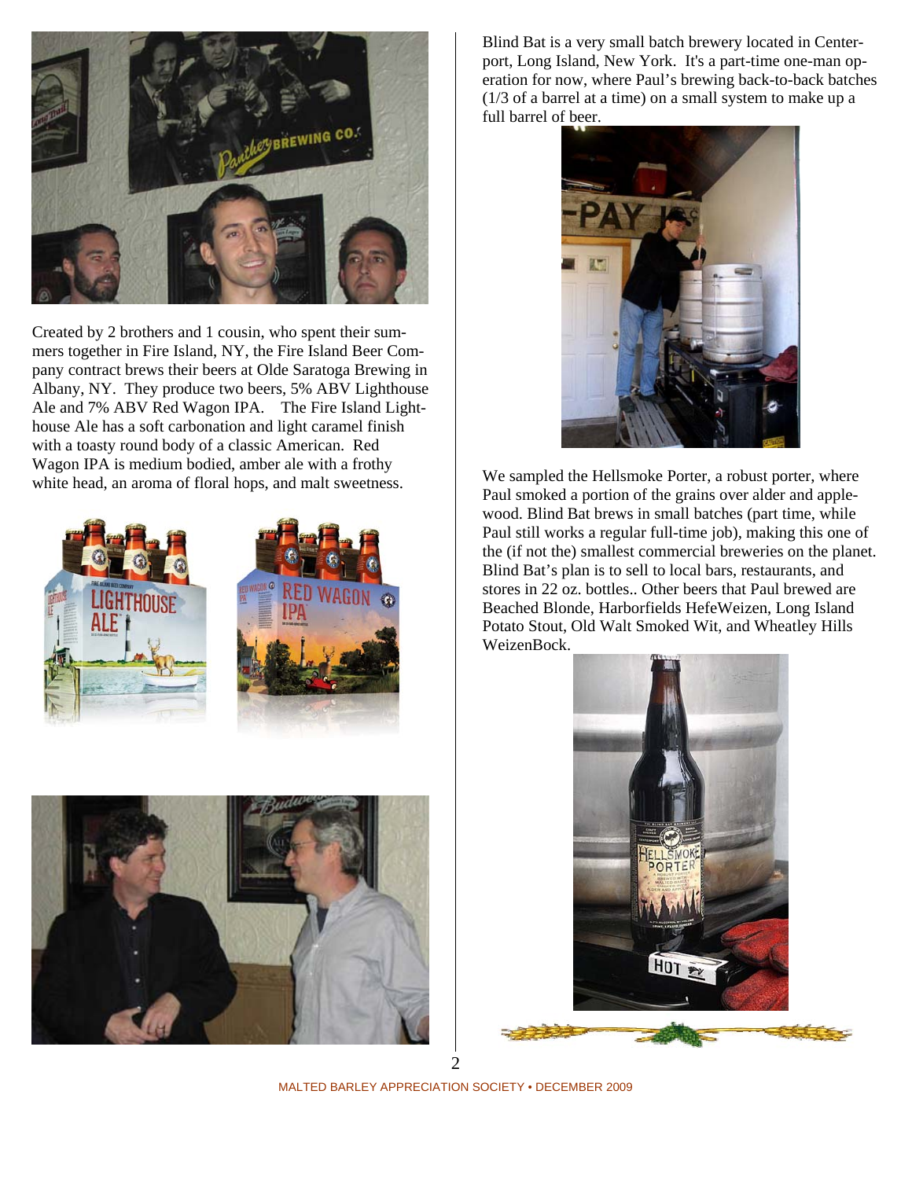Created by 2 brothers and 1 cousin, who spent their summers together in Fire Island, NY, the Fire Island Beer Company contract brews their beers at Olde Saratoga Brewing in Albany, NY. They produce two beers, 5% ABV Lighthouse Ale and 7% ABV Red Wagon IPA. The Fire Island Lighthouse Ale has a soft carbonation and light caramel finish with a toasty round body of a classic American. Red Wagon IPA is medium bodied, amber ale with a frothy white head, an aroma of floral hops, and malt sweetness.

Blind Bat is a very small batch brewery located in Centerport, Long Island, New York. It's a part-time one-man operation for now, where Paul's brewing back-to-back batches (1/3 of a barrel at a time) on a small system to make up a full barrel of beer.

We sampled the Hellsmoke Porter, a robust porter, where Paul smoked a portion of the grains over alder and applewood. Blind Bat brews in small batches (part time, while Paul still works a regular full-time job), making this one of the (if not the) smallest commercial breweries on the planet. Blind Bat's plan is to sell to local bars, restaurants, and stores in 22 oz. bottles.. Other beers that Paul brewed are Beached Blonde, Harborfields HefeWeizen, Long Island Potato Stout, Old Walt Smoked Wit, and Wheatley Hills WeizenBock.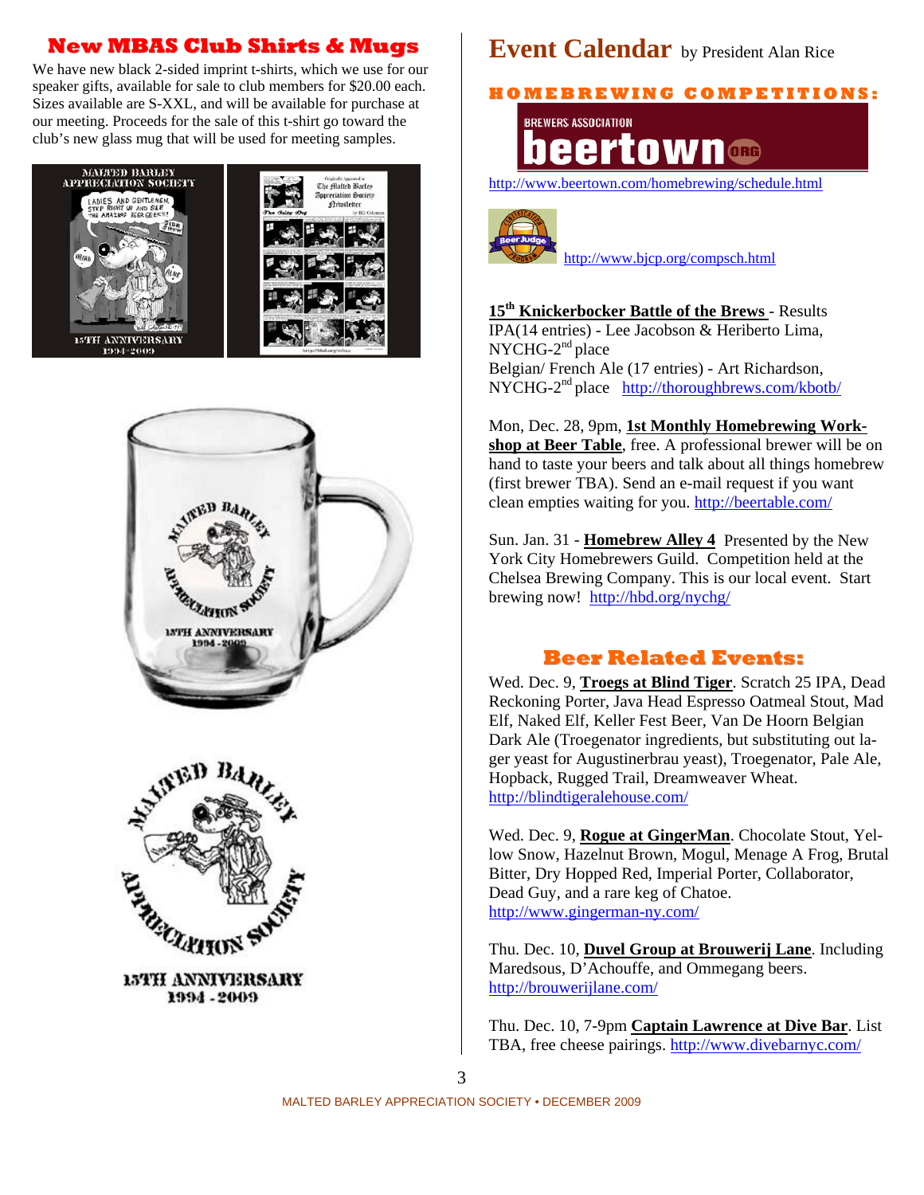## New MBAS Club Shirts & Mugs

We have new black 2-sided imprint t-shirts, which we use for our speaker gifts, available for sale to club members for $20.00 each. Sizes available are S-XXL, and will be available for purchase at our meeting. Proceeds for the sale of this t-shirt go toward the club's new glass mug that will be used for meeting samples.

# Event Calendar by President Alan Rice

## HOMEBREWING COMPETITIONS:

http://www.beertown.com/homebrewing/schedule.html

http://www.bjcp.org/compsch.html

**15th Knickerbocker Battle of the Brews** - Results
IPA(14 entries) - Lee Jacobson & Heriberto Lima, NYCHG-2nd place
Belgian/ French Ale (17 entries) - Art Richardson, NYCHG-2nd place http://thoroughbrews.com/kbotb/

Mon, Dec. 28, 9pm, **1st Monthly Homebrewing Workshop at Beer Table**, free. A professional brewer will be on hand to taste your beers and talk about all things homebrew (first brewer TBA). Send an e-mail request if you want clean empties waiting for you. http://beertable.com/

Sun. Jan. 31 - **Homebrew Alley 4** Presented by the New York City Homebrewers Guild. Competition held at the Chelsea Brewing Company. This is our local event. Start brewing now! http://hbd.org/nychg/

## Beer Related Events:

Wed. Dec. 9, **Troegs at Blind Tiger**. Scratch 25 IPA, Dead Reckoning Porter, Java Head Espresso Oatmeal Stout, Mad Elf, Naked Elf, Keller Fest Beer, Van De Hoorn Belgian Dark Ale (Troegenator ingredients, but substituting out lager yeast for Augustinerbrau yeast), Troegenator, Pale Ale, Hopback, Rugged Trail, Dreamweaver Wheat.
http://blindtigeralehouse.com/

Wed. Dec. 9, **Rogue at GingerMan**. Chocolate Stout, Yellow Snow, Hazelnut Brown, Mogul, Menage A Frog, Brutal Bitter, Dry Hopped Red, Imperial Porter, Collaborator, Dead Guy, and a rare keg of Chatoe.
http://www.gingerman-ny.com/

Thu. Dec. 10, **Duvel Group at Brouwerij Lane**. Including Maredsous, D'Achouffe, and Ommegang beers.
http://brouwerijlane.com/

Thu. Dec. 10, 7-9pm **Captain Lawrence at Dive Bar**. List TBA, free cheese pairings. http://www.divebarnyc.com/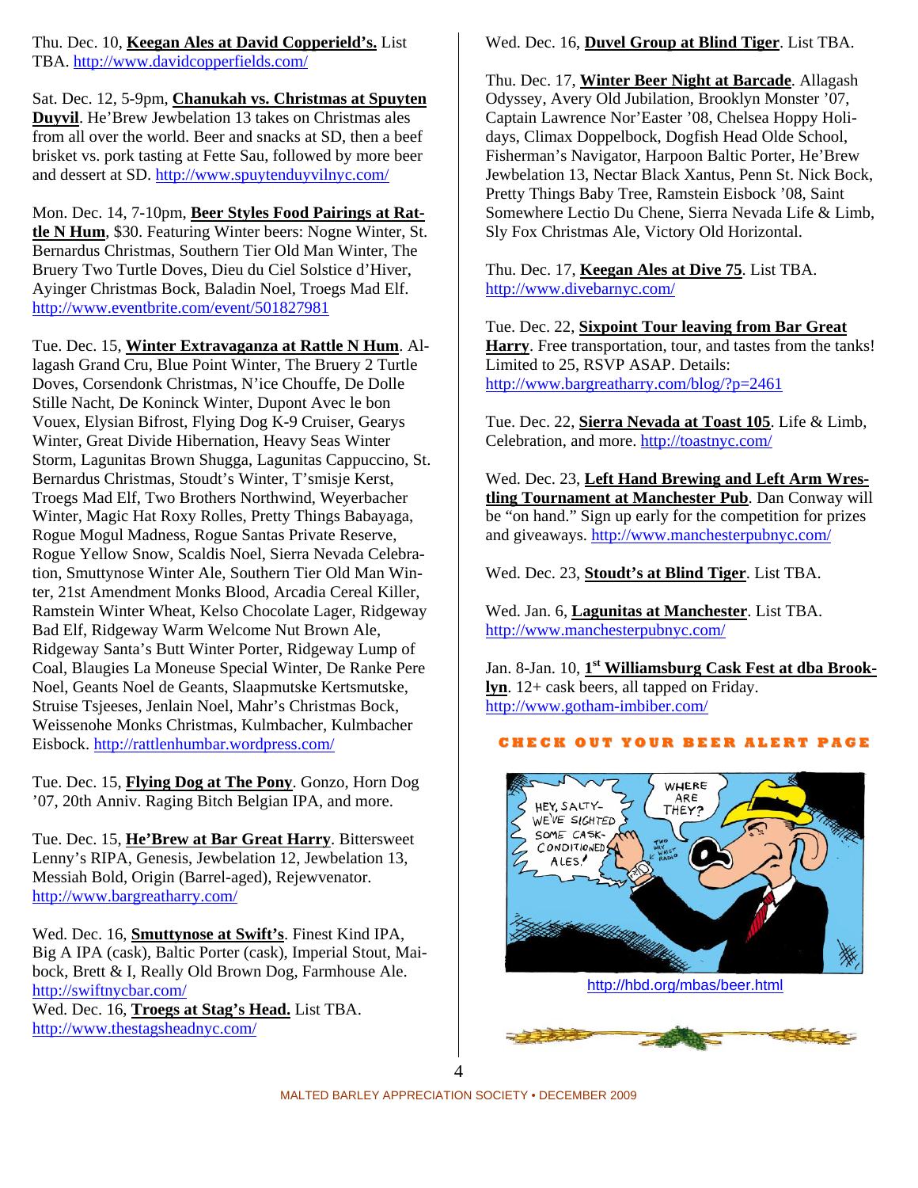Thu. Dec. 10, **Keegan Ales at David Copperield's.** List TBA. http://www.davidcopperfields.com/

Sat. Dec. 12, 5-9pm, **Chanukah vs. Christmas at Spuyten Duyvil**. He'Brew Jewbelation 13 takes on Christmas ales from all over the world. Beer and snacks at SD, then a beef brisket vs. pork tasting at Fette Sau, followed by more beer and dessert at SD. http://www.spuytenduyvilnyc.com/

Mon. Dec. 14, 7-10pm, **Beer Styles Food Pairings at Rattle N Hum**, $30. Featuring Winter beers: Nogne Winter, St. Bernardus Christmas, Southern Tier Old Man Winter, The Bruery Two Turtle Doves, Dieu du Ciel Solstice d'Hiver, Ayinger Christmas Bock, Baladin Noel, Troegs Mad Elf. http://www.eventbrite.com/event/501827981

Tue. Dec. 15, **Winter Extravaganza at Rattle N Hum**. Allagash Grand Cru, Blue Point Winter, The Bruery 2 Turtle Doves, Corsendonk Christmas, N'ice Chouffe, De Dolle Stille Nacht, De Koninck Winter, Dupont Avec le bon Vouex, Elysian Bifrost, Flying Dog K-9 Cruiser, Gearys Winter, Great Divide Hibernation, Heavy Seas Winter Storm, Lagunitas Brown Shugga, Lagunitas Cappuccino, St. Bernardus Christmas, Stoudt's Winter, T'smisje Kerst, Troegs Mad Elf, Two Brothers Northwind, Weyerbacher Winter, Magic Hat Roxy Rolles, Pretty Things Babayaga, Rogue Mogul Madness, Rogue Santas Private Reserve, Rogue Yellow Snow, Scaldis Noel, Sierra Nevada Celebration, Smuttynose Winter Ale, Southern Tier Old Man Winter, 21st Amendment Monks Blood, Arcadia Cereal Killer, Ramstein Winter Wheat, Kelso Chocolate Lager, Ridgeway Bad Elf, Ridgeway Warm Welcome Nut Brown Ale, Ridgeway Santa's Butt Winter Porter, Ridgeway Lump of Coal, Blaugies La Moneuse Special Winter, De Ranke Pere Noel, Geants Noel de Geants, Slaapmutske Kertsmutske, Struise Tsjeeses, Jenlain Noel, Mahr's Christmas Bock, Weissenohe Monks Christmas, Kulmbacher, Kulmbacher Eisbock. http://rattlenhumbar.wordpress.com/

Tue. Dec. 15, **Flying Dog at The Pony**. Gonzo, Horn Dog '07, 20th Anniv. Raging Bitch Belgian IPA, and more.

Tue. Dec. 15, **He'Brew at Bar Great Harry**. Bittersweet Lenny's RIPA, Genesis, Jewbelation 12, Jewbelation 13, Messiah Bold, Origin (Barrel-aged), Rejewvenator. http://www.bargreatharry.com/

Wed. Dec. 16, **Smuttynose at Swift's**. Finest Kind IPA, Big A IPA (cask), Baltic Porter (cask), Imperial Stout, Maibock, Brett & I, Really Old Brown Dog, Farmhouse Ale. http://swiftnycbar.com/

Wed. Dec. 16, **Troegs at Stag's Head.** List TBA. http://www.thestagsheadnyc.com/

Wed. Dec. 16, **Duvel Group at Blind Tiger**. List TBA.

Thu. Dec. 17, **Winter Beer Night at Barcade**. Allagash Odyssey, Avery Old Jubilation, Brooklyn Monster '07, Captain Lawrence Nor'Easter '08, Chelsea Hoppy Holidays, Climax Doppelbock, Dogfish Head Olde School, Fisherman's Navigator, Harpoon Baltic Porter, He'Brew Jewbelation 13, Nectar Black Xantus, Penn St. Nick Bock, Pretty Things Baby Tree, Ramstein Eisbock '08, Saint Somewhere Lectio Du Chene, Sierra Nevada Life & Limb, Sly Fox Christmas Ale, Victory Old Horizontal.

Thu. Dec. 17, **Keegan Ales at Dive 75**. List TBA. http://www.divebarnyc.com/

Tue. Dec. 22, **Sixpoint Tour leaving from Bar Great Harry**. Free transportation, tour, and tastes from the tanks! Limited to 25, RSVP ASAP. Details: http://www.bargreatharry.com/blog/?p=2461

Tue. Dec. 22, **Sierra Nevada at Toast 105**. Life & Limb, Celebration, and more. http://toastnyc.com/

Wed. Dec. 23, **Left Hand Brewing and Left Arm Wrestling Tournament at Manchester Pub**. Dan Conway will be "on hand." Sign up early for the competition for prizes and giveaways. http://www.manchesterpubnyc.com/

Wed. Dec. 23, **Stoudt's at Blind Tiger**. List TBA.

Wed. Jan. 6, **Lagunitas at Manchester**. List TBA. http://www.manchesterpubnyc.com/

Jan. 8-Jan. 10, **1st Williamsburg Cask Fest at dba Brooklyn**. 12+ cask beers, all tapped on Friday. http://www.gotham-imbiber.com/

**CHECK OUT YOUR BEER ALERT PAGE**

http://hbd.org/mbas/beer.html